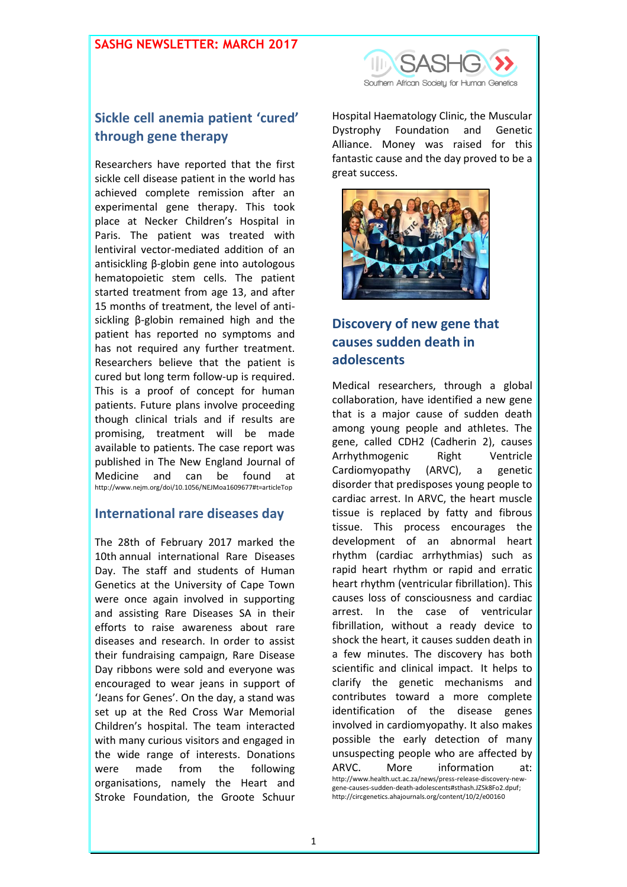SASHG NEWSLETTER: MARCH 2017

## Sickle cell anemia patient 'cured' through gene therapy

Researchers have reported that the first sickle cell disease patient in the world has achieved complete remission after an experimental gene therapy. This took place at Necker Children's Hospital in Paris. The patient was treated with lentiviral vector-mediated addition of an antisickling β-globin gene into autologous hematopoietic stem cells. The patient started treatment from age 13, and after 15 months of treatment, the level of anti-sickling β-globin remained high and the patient has reported no symptoms and has not required any further treatment. Researchers believe that the patient is cured but long term follow-up is required. This is a proof of concept for human patients. Future plans involve proceeding though clinical trials and if results are promising, treatment will be made available to patients. The case report was published in The New England Journal of Medicine and can be found at http://www.nejm.org/doi/10.1056/NEJMoa1609677#t=articleTop

## International rare diseases day

The 28th of February 2017 marked the 10th annual international Rare Diseases Day. The staff and students of Human Genetics at the University of Cape Town were once again involved in supporting and assisting Rare Diseases SA in their efforts to raise awareness about rare diseases and research. In order to assist their fundraising campaign, Rare Disease Day ribbons were sold and everyone was encouraged to wear jeans in support of 'Jeans for Genes'. On the day, a stand was set up at the Red Cross War Memorial Children's hospital. The team interacted with many curious visitors and engaged in the wide range of interests. Donations were made from the following organisations, namely the Heart and Stroke Foundation, the Groote Schuur Hospital Haematology Clinic, the Muscular Dystrophy Foundation and Genetic Alliance. Money was raised for this fantastic cause and the day proved to be a great success.

## Discovery of new gene that causes sudden death in adolescents

Medical researchers, through a global collaboration, have identified a new gene that is a major cause of sudden death among young people and athletes. The gene, called CDH2 (Cadherin 2), causes Arrhythmogenic Right Ventricle Cardiomyopathy (ARVC), a genetic disorder that predisposes young people to cardiac arrest. In ARVC, the heart muscle tissue is replaced by fatty and fibrous tissue. This process encourages the development of an abnormal heart rhythm (cardiac arrhythmias) such as rapid heart rhythm or rapid and erratic heart rhythm (ventricular fibrillation). This causes loss of consciousness and cardiac arrest. In the case of ventricular fibrillation, without a ready device to shock the heart, it causes sudden death in a few minutes. The discovery has both scientific and clinical impact. It helps to clarify the genetic mechanisms and contributes toward a more complete identification of the disease genes involved in cardiomyopathy. It also makes possible the early detection of many unsuspecting people who are affected by ARVC. More information at: http://www.health.uct.ac.za/news/press-release-discovery-new-gene-causes-sudden-death-adolescents#sthash.JZSk8Fo2.dpuf; http://circgenetics.ahajournals.org/content/10/2/e00160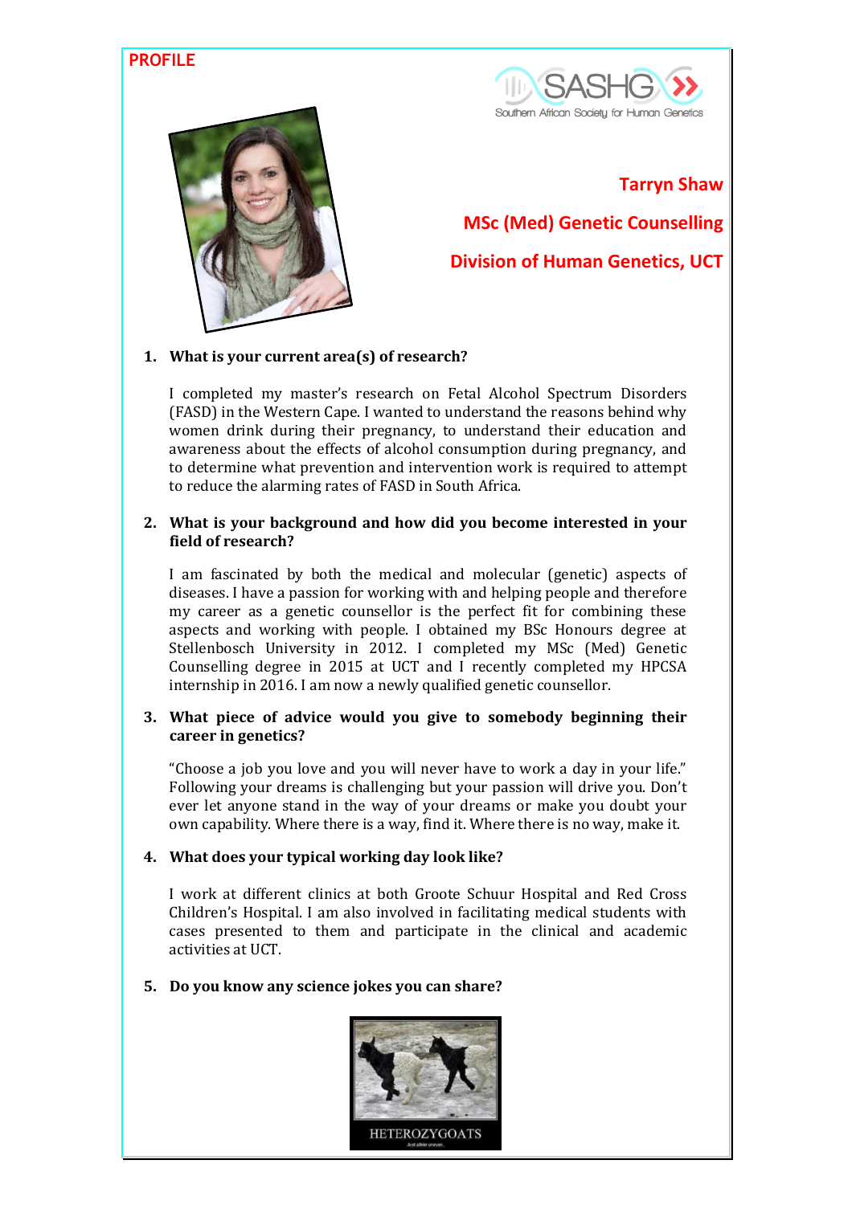PROFILE

# Tarryn Shaw

## MSc (Med) Genetic Counselling

## Division of Human Genetics, UCT

1. **What is your current area(s) of research?**

   I completed my master's research on Fetal Alcohol Spectrum Disorders (FASD) in the Western Cape. I wanted to understand the reasons behind why women drink during their pregnancy, to understand their education and awareness about the effects of alcohol consumption during pregnancy, and to determine what prevention and intervention work is required to attempt to reduce the alarming rates of FASD in South Africa.

2. **What is your background and how did you become interested in your field of research?**

   I am fascinated by both the medical and molecular (genetic) aspects of diseases. I have a passion for working with and helping people and therefore my career as a genetic counsellor is the perfect fit for combining these aspects and working with people. I obtained my BSc Honours degree at Stellenbosch University in 2012. I completed my MSc (Med) Genetic Counselling degree in 2015 at UCT and I recently completed my HPCSA internship in 2016. I am now a newly qualified genetic counsellor.

3. **What piece of advice would you give to somebody beginning their career in genetics?**

   "Choose a job you love and you will never have to work a day in your life." Following your dreams is challenging but your passion will drive you. Don't ever let anyone stand in the way of your dreams or make you doubt your own capability. Where there is a way, find it. Where there is no way, make it.

4. **What does your typical working day look like?**

   I work at different clinics at both Groote Schuur Hospital and Red Cross Children's Hospital. I am also involved in facilitating medical students with cases presented to them and participate in the clinical and academic activities at UCT.

5. **Do you know any science jokes you can share?**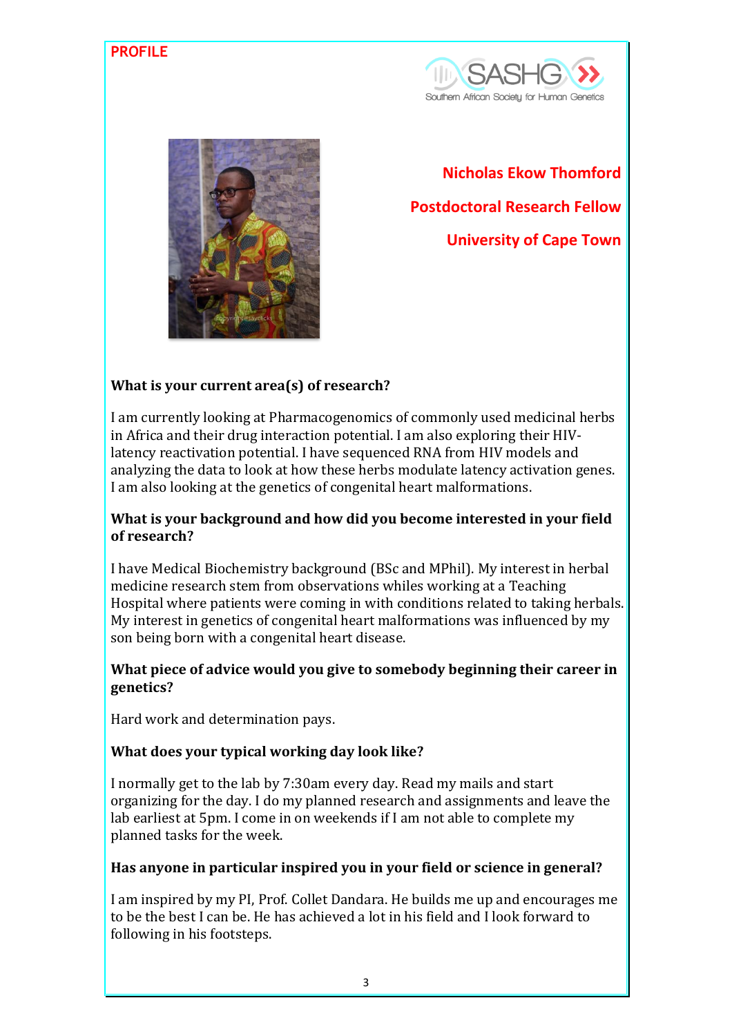PROFILE

SASHG
Southern African Society for Human Genetics

**Nicholas Ekow Thomford**

**Postdoctoral Research Fellow**

**University of Cape Town**

### What is your current area(s) of research?

I am currently looking at Pharmacogenomics of commonly used medicinal herbs in Africa and their drug interaction potential. I am also exploring their HIV-latency reactivation potential. I have sequenced RNA from HIV models and analyzing the data to look at how these herbs modulate latency activation genes. I am also looking at the genetics of congenital heart malformations.

### What is your background and how did you become interested in your field of research?

I have Medical Biochemistry background (BSc and MPhil). My interest in herbal medicine research stem from observations whiles working at a Teaching Hospital where patients were coming in with conditions related to taking herbals. My interest in genetics of congenital heart malformations was influenced by my son being born with a congenital heart disease.

### What piece of advice would you give to somebody beginning their career in genetics?

Hard work and determination pays.

### What does your typical working day look like?

I normally get to the lab by 7:30am every day. Read my mails and start organizing for the day. I do my planned research and assignments and leave the lab earliest at 5pm. I come in on weekends if I am not able to complete my planned tasks for the week.

### Has anyone in particular inspired you in your field or science in general?

I am inspired by my PI, Prof. Collet Dandara. He builds me up and encourages me to be the best I can be. He has achieved a lot in his field and I look forward to following in his footsteps.